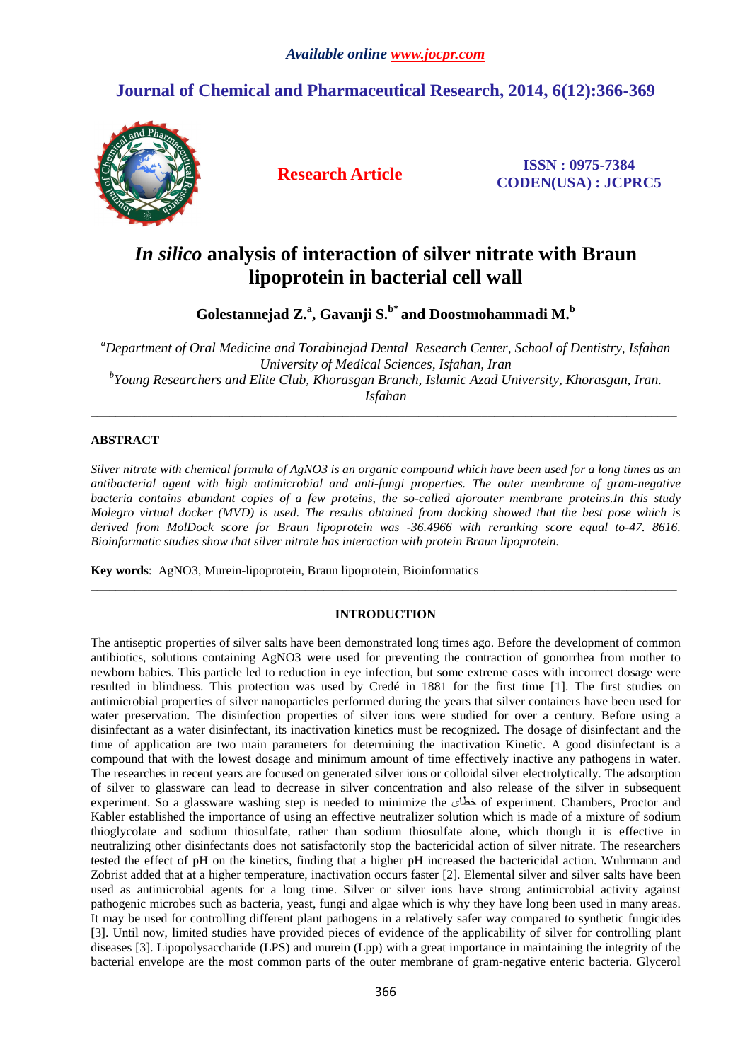# *In silico* analysis of interaction of silver nitrate with Braun lipoprotein in bacterial cell wall

**Golestannejad Z.[a], Gavanji S.[b*] and Doostmohammadi M.[b]**

[a]*Department of Oral Medicine and Torabinejad Dental Research Center, School of Dentistry, Isfahan University of Medical Sciences, Isfahan, Iran*
[b]*Young Researchers and Elite Club, Khorasgan Branch, Islamic Azad University, Khorasgan, Iran. Isfahan*

---

## ABSTRACT

*Silver nitrate with chemical formula of AgNO3 is an organic compound which have been used for a long times as an antibacterial agent with high antimicrobial and anti-fungi properties. The outer membrane of gram-negative bacteria contains abundant copies of a few proteins, the so-called ajorouter membrane proteins.In this study Molegro virtual docker (MVD) is used. The results obtained from docking showed that the best pose which is derived from MolDock score for Braun lipoprotein was -36.4966 with reranking score equal to-47. 8616. Bioinformatic studies show that silver nitrate has interaction with protein Braun lipoprotein.*

**Key words**: AgNO3, Murein-lipoprotein, Braun lipoprotein, Bioinformatics

---

## INTRODUCTION

The antiseptic properties of silver salts have been demonstrated long times ago. Before the development of common antibiotics, solutions containing AgNO3 were used for preventing the contraction of gonorrhea from mother to newborn babies. This particle led to reduction in eye infection, but some extreme cases with incorrect dosage were resulted in blindness. This protection was used by Credé in 1881 for the first time [1]. The first studies on antimicrobial properties of silver nanoparticles performed during the years that silver containers have been used for water preservation. The disinfection properties of silver ions were studied for over a century. Before using a disinfectant as a water disinfectant, its inactivation kinetics must be recognized. The dosage of disinfectant and the time of application are two main parameters for determining the inactivation Kinetic. A good disinfectant is a compound that with the lowest dosage and minimum amount of time effectively inactive any pathogens in water. The researches in recent years are focused on generated silver ions or colloidal silver electrolytically. The adsorption of silver to glassware can lead to decrease in silver concentration and also release of the silver in subsequent experiment. So a glassware washing step is needed to minimize the خطای of experiment. Chambers, Proctor and Kabler established the importance of using an effective neutralizer solution which is made of a mixture of sodium thioglycolate and sodium thiosulfate, rather than sodium thiosulfate alone, which though it is effective in neutralizing other disinfectants does not satisfactorily stop the bactericidal action of silver nitrate. The researchers tested the effect of pH on the kinetics, finding that a higher pH increased the bactericidal action. Wuhrmann and Zobrist added that at a higher temperature, inactivation occurs faster [2]. Elemental silver and silver salts have been used as antimicrobial agents for a long time. Silver or silver ions have strong antimicrobial activity against pathogenic microbes such as bacteria, yeast, fungi and algae which is why they have long been used in many areas. It may be used for controlling different plant pathogens in a relatively safer way compared to synthetic fungicides [3]. Until now, limited studies have provided pieces of evidence of the applicability of silver for controlling plant diseases [3]. Lipopolysaccharide (LPS) and murein (Lpp) with a great importance in maintaining the integrity of the bacterial envelope are the most common parts of the outer membrane of gram-negative enteric bacteria. Glycerol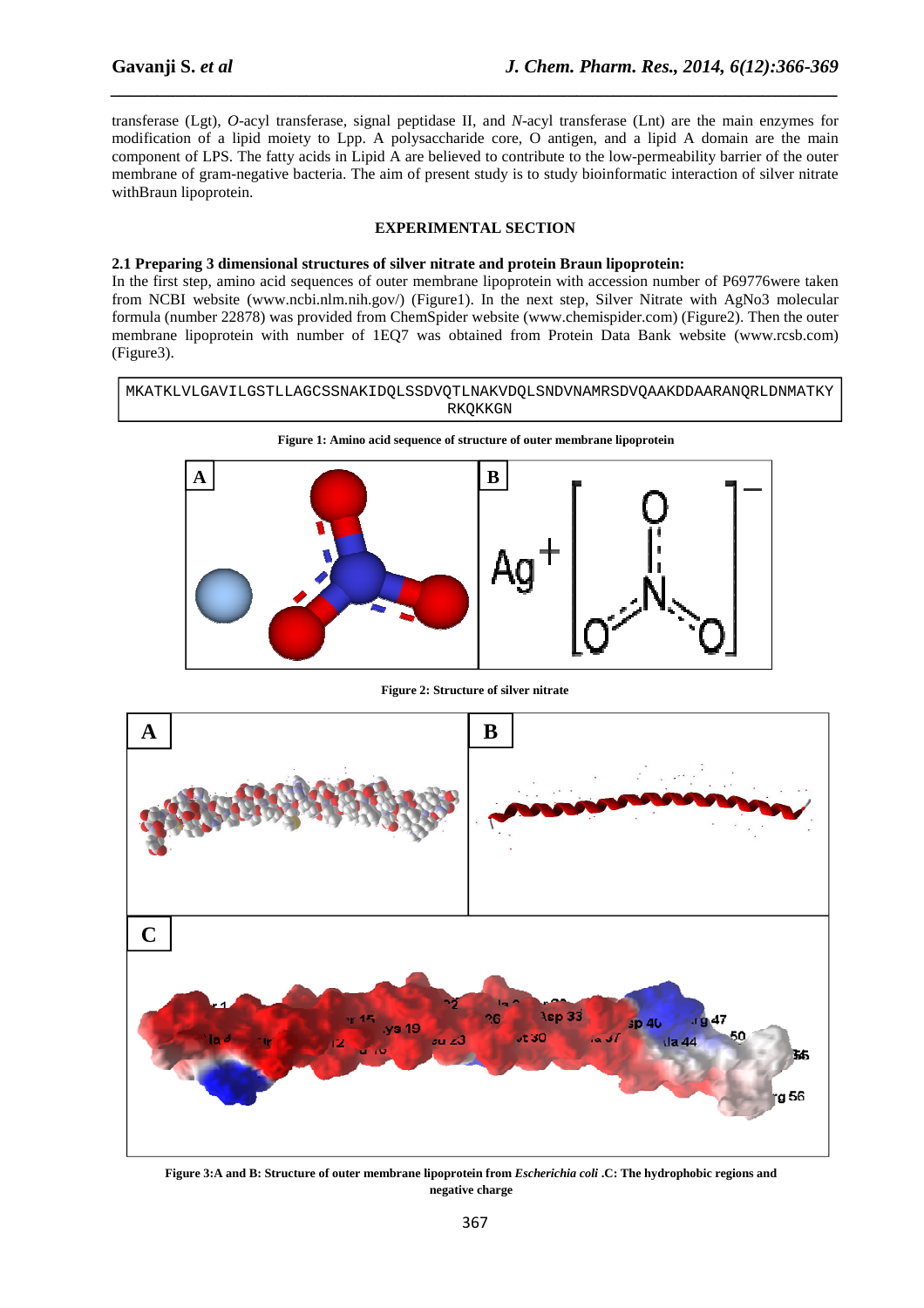transferase (Lgt), *O*-acyl transferase, signal peptidase II, and *N*-acyl transferase (Lnt) are the main enzymes for modification of a lipid moiety to Lpp. A polysaccharide core, O antigen, and a lipid A domain are the main component of LPS. The fatty acids in Lipid A are believed to contribute to the low-permeability barrier of the outer membrane of gram-negative bacteria. The aim of present study is to study bioinformatic interaction of silver nitrate withBraun lipoprotein.

## EXPERIMENTAL SECTION

### 2.1 Preparing 3 dimensional structures of silver nitrate and protein Braun lipoprotein:

In the first step, amino acid sequences of outer membrane lipoprotein with accession number of P69776were taken from NCBI website (www.ncbi.nlm.nih.gov/) (Figure1). In the next step, Silver Nitrate with AgNo3 molecular formula (number 22878) was provided from ChemSpider website (www.chemispider.com) (Figure2). Then the outer membrane lipoprotein with number of 1EQ7 was obtained from Protein Data Bank website (www.rcsb.com) (Figure3).

```
MKATKLVLGAVILGSTLLAGCSSNAKIDQLSSDVQTLNAKVDQLSNDVNAMRSDVQAAKDDAARANQRLDNMATKY
RKQKKGN
```

**Figure 1: Amino acid sequence of structure of outer membrane lipoprotein**

**Figure 2: Structure of silver nitrate**

**Figure 3:A and B: Structure of outer membrane lipoprotein from *Escherichia coli* .C: The hydrophobic regions and negative charge**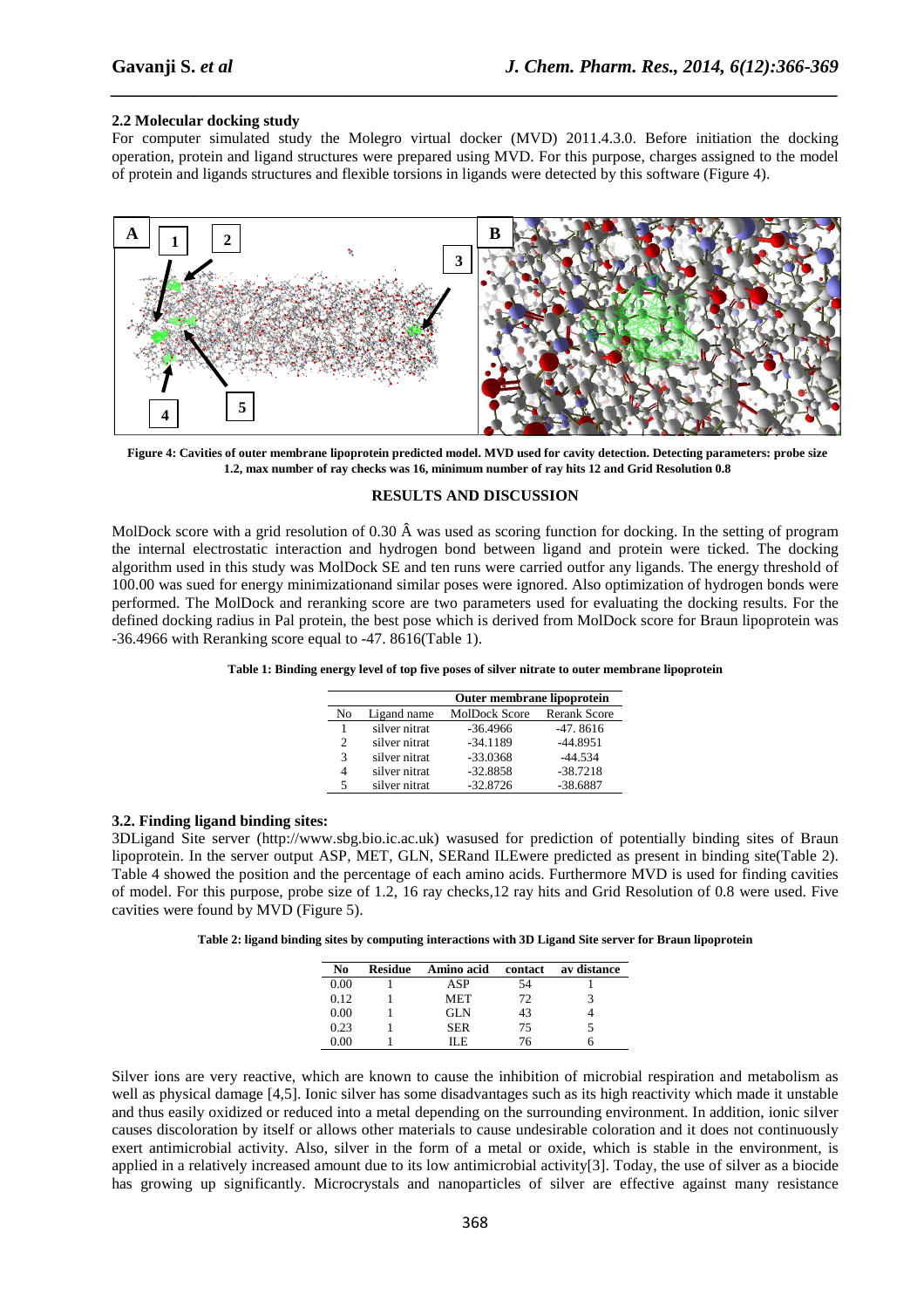### 2.2 Molecular docking study

For computer simulated study the Molegro virtual docker (MVD) 2011.4.3.0. Before initiation the docking operation, protein and ligand structures were prepared using MVD. For this purpose, charges assigned to the model of protein and ligands structures and flexible torsions in ligands were detected by this software (Figure 4).

**Figure 4: Cavities of outer membrane lipoprotein predicted model. MVD used for cavity detection. Detecting parameters: probe size 1.2, max number of ray checks was 16, minimum number of ray hits 12 and Grid Resolution 0.8**

## RESULTS AND DISCUSSION

MolDock score with a grid resolution of 0.30 Â was used as scoring function for docking. In the setting of program the internal electrostatic interaction and hydrogen bond between ligand and protein were ticked. The docking algorithm used in this study was MolDock SE and ten runs were carried outfor any ligands. The energy threshold of 100.00 was sued for energy minimizationand similar poses were ignored. Also optimization of hydrogen bonds were performed. The MolDock and reranking score are two parameters used for evaluating the docking results. For the defined docking radius in Pal protein, the best pose which is derived from MolDock score for Braun lipoprotein was -36.4966 with Reranking score equal to -47. 8616(Table 1).

**Table 1: Binding energy level of top five poses of silver nitrate to outer membrane lipoprotein**

| | | Outer membrane lipoprotein | |
|---|---|---|---|
| No | Ligand name | MolDock Score | Rerank Score |
| 1 | silver nitrat | -36.4966 | -47. 8616 |
| 2 | silver nitrat | -34.1189 | -44.8951 |
| 3 | silver nitrat | -33.0368 | -44.534 |
| 4 | silver nitrat | -32.8858 | -38.7218 |
| 5 | silver nitrat | -32.8726 | -38.6887 |

### 3.2. Finding ligand binding sites:

3DLigand Site server (http://www.sbg.bio.ic.ac.uk) wasused for prediction of potentially binding sites of Braun lipoprotein. In the server output ASP, MET, GLN, SERand ILEwere predicted as present in binding site(Table 2). Table 4 showed the position and the percentage of each amino acids. Furthermore MVD is used for finding cavities of model. For this purpose, probe size of 1.2, 16 ray checks,12 ray hits and Grid Resolution of 0.8 were used. Five cavities were found by MVD (Figure 5).

**Table 2: ligand binding sites by computing interactions with 3D Ligand Site server for Braun lipoprotein**

| No | Residue | Amino acid | contact | av distance |
|---|---|---|---|---|
| 0.00 | 1 | ASP | 54 | 1 |
| 0.12 | 1 | MET | 72 | 3 |
| 0.00 | 1 | GLN | 43 | 4 |
| 0.23 | 1 | SER | 75 | 5 |
| 0.00 | 1 | ILE | 76 | 6 |

Silver ions are very reactive, which are known to cause the inhibition of microbial respiration and metabolism as well as physical damage [4,5]. Ionic silver has some disadvantages such as its high reactivity which made it unstable and thus easily oxidized or reduced into a metal depending on the surrounding environment. In addition, ionic silver causes discoloration by itself or allows other materials to cause undesirable coloration and it does not continuously exert antimicrobial activity. Also, silver in the form of a metal or oxide, which is stable in the environment, is applied in a relatively increased amount due to its low antimicrobial activity[3]. Today, the use of silver as a biocide has growing up significantly. Microcrystals and nanoparticles of silver are effective against many resistance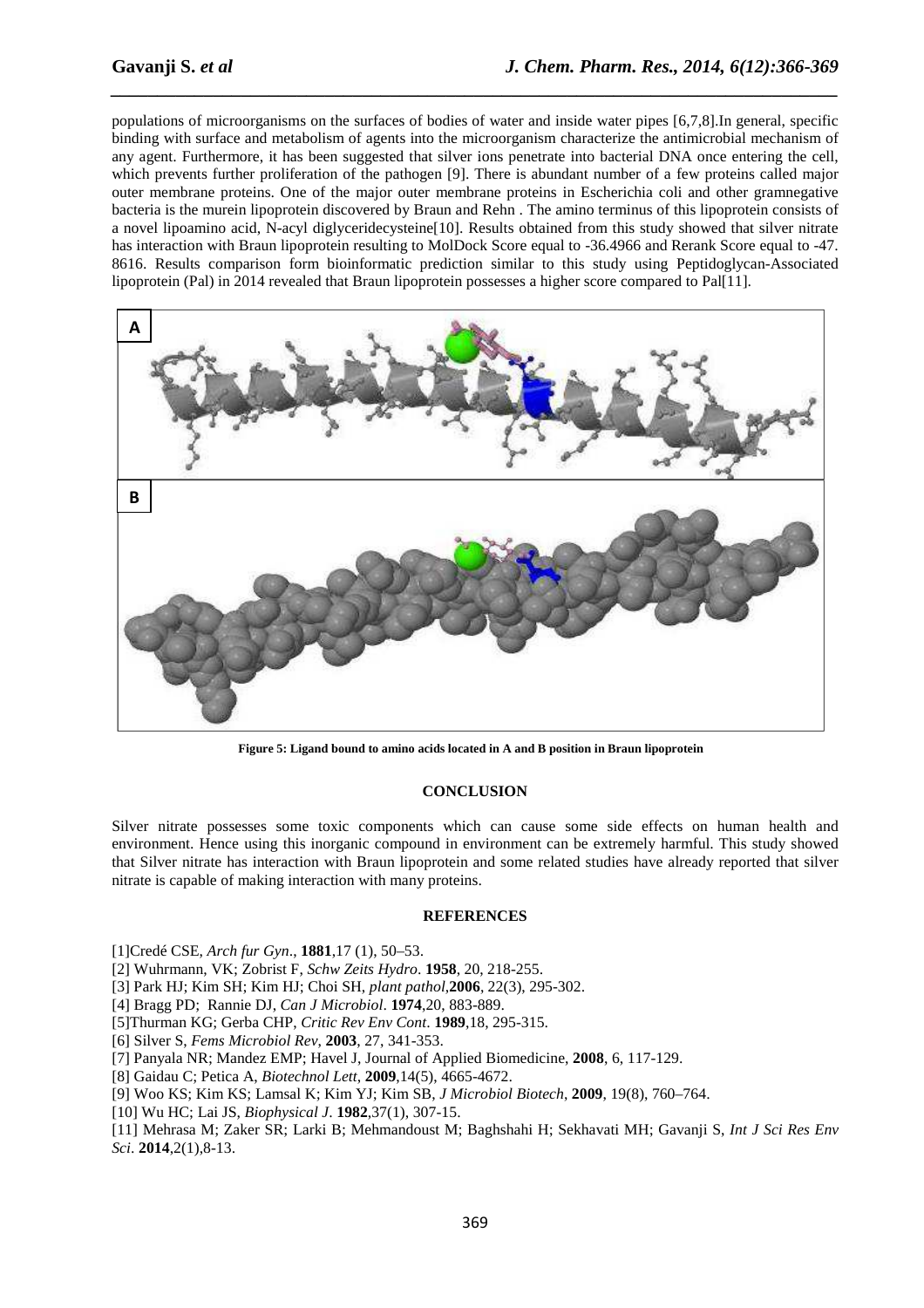populations of microorganisms on the surfaces of bodies of water and inside water pipes [6,7,8].In general, specific binding with surface and metabolism of agents into the microorganism characterize the antimicrobial mechanism of any agent. Furthermore, it has been suggested that silver ions penetrate into bacterial DNA once entering the cell, which prevents further proliferation of the pathogen [9]. There is abundant number of a few proteins called major outer membrane proteins. One of the major outer membrane proteins in Escherichia coli and other gramnegative bacteria is the murein lipoprotein discovered by Braun and Rehn . The amino terminus of this lipoprotein consists of a novel lipoamino acid, N-acyl diglyceridecysteine[10]. Results obtained from this study showed that silver nitrate has interaction with Braun lipoprotein resulting to MolDock Score equal to -36.4966 and Rerank Score equal to -47. 8616. Results comparison form bioinformatic prediction similar to this study using Peptidoglycan-Associated lipoprotein (Pal) in 2014 revealed that Braun lipoprotein possesses a higher score compared to Pal[11].

A

B

**Figure 5: Ligand bound to amino acids located in A and B position in Braun lipoprotein**

## CONCLUSION

Silver nitrate possesses some toxic components which can cause some side effects on human health and environment. Hence using this inorganic compound in environment can be extremely harmful. This study showed that Silver nitrate has interaction with Braun lipoprotein and some related studies have already reported that silver nitrate is capable of making interaction with many proteins.

## REFERENCES

[1]Credé CSE, *Arch fur Gyn*., **1881**,17 (1), 50–53.

[2] Wuhrmann, VK; Zobrist F, *Schw Zeits Hydro*. **1958**, 20, 218-255.

[3] Park HJ; Kim SH; Kim HJ; Choi SH, *plant pathol*,**2006**, 22(3), 295-302.

[4] Bragg PD; Rannie DJ, *Can J Microbiol*. **1974**,20, 883-889.

[5]Thurman KG; Gerba CHP, *Critic Rev Env Cont*. **1989**,18, 295-315.

[6] Silver S, *Fems Microbiol Rev*, **2003**, 27, 341-353.

[7] Panyala NR; Mandez EMP; Havel J, Journal of Applied Biomedicine, **2008**, 6, 117-129.

[8] Gaidau C; Petica A, *Biotechnol Lett*, **2009**,14(5), 4665-4672.

[9] Woo KS; Kim KS; Lamsal K; Kim YJ; Kim SB, *J Microbiol Biotech*, **2009**, 19(8), 760–764.

[10] Wu HC; Lai JS, *Biophysical J*. **1982**,37(1), 307-15.

[11] Mehrasa M; Zaker SR; Larki B; Mehmandoust M; Baghshahi H; Sekhavati MH; Gavanji S, *Int J Sci Res Env Sci*. **2014**,2(1),8-13.